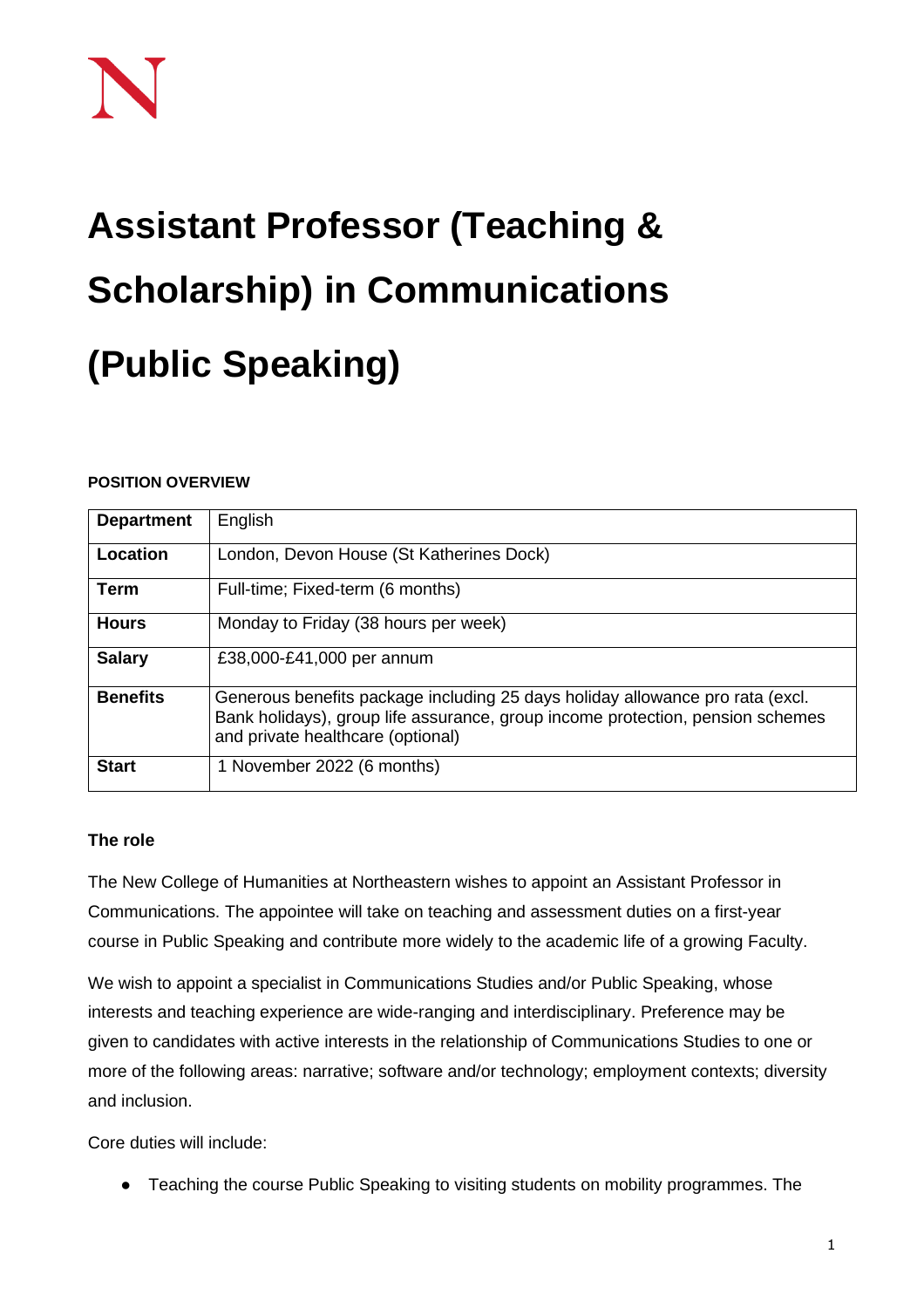# Assistant Professor (Teaching & Scholarship) in Communications (Public Speaking)

**POSITION OVERVIEW**

| **Department** | English |
|---|---|
| **Location** | London, Devon House (St Katherines Dock) |
| **Term** | Full-time; Fixed-term (6 months) |
| **Hours** | Monday to Friday (38 hours per week) |
| **Salary** | £38,000-£41,000 per annum |
| **Benefits** | Generous benefits package including 25 days holiday allowance pro rata (excl. Bank holidays), group life assurance, group income protection, pension schemes and private healthcare (optional) |
| **Start** | 1 November 2022 (6 months) |

**The role**

The New College of Humanities at Northeastern wishes to appoint an Assistant Professor in Communications. The appointee will take on teaching and assessment duties on a first-year course in Public Speaking and contribute more widely to the academic life of a growing Faculty.

We wish to appoint a specialist in Communications Studies and/or Public Speaking, whose interests and teaching experience are wide-ranging and interdisciplinary. Preference may be given to candidates with active interests in the relationship of Communications Studies to one or more of the following areas: narrative; software and/or technology; employment contexts; diversity and inclusion.

Core duties will include:

- Teaching the course Public Speaking to visiting students on mobility programmes. The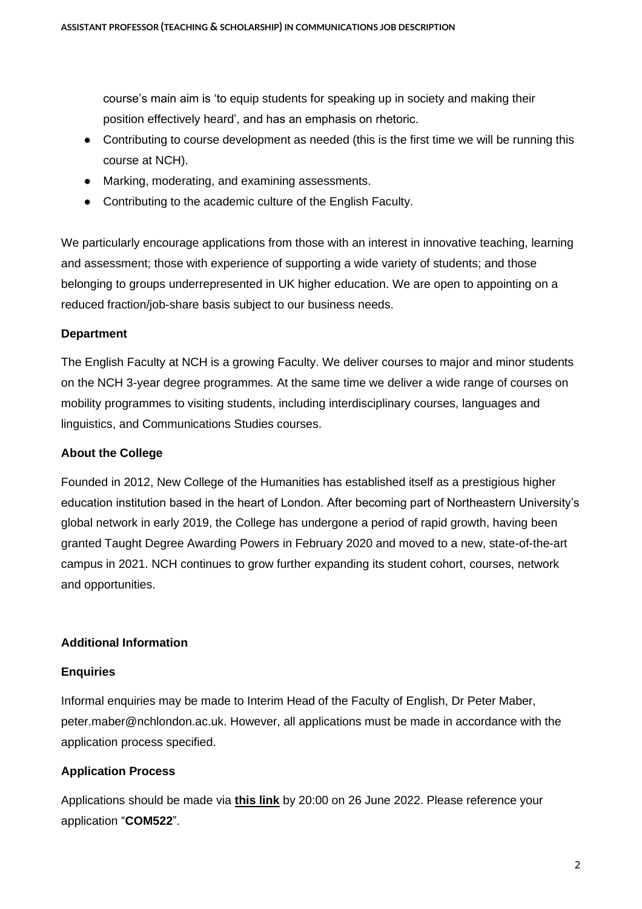course's main aim is 'to equip students for speaking up in society and making their position effectively heard', and has an emphasis on rhetoric.

- Contributing to course development as needed (this is the first time we will be running this course at NCH).
- Marking, moderating, and examining assessments.
- Contributing to the academic culture of the English Faculty.

We particularly encourage applications from those with an interest in innovative teaching, learning and assessment; those with experience of supporting a wide variety of students; and those belonging to groups underrepresented in UK higher education. We are open to appointing on a reduced fraction/job-share basis subject to our business needs.

**Department**

The English Faculty at NCH is a growing Faculty. We deliver courses to major and minor students on the NCH 3-year degree programmes. At the same time we deliver a wide range of courses on mobility programmes to visiting students, including interdisciplinary courses, languages and linguistics, and Communications Studies courses.

**About the College**

Founded in 2012, New College of the Humanities has established itself as a prestigious higher education institution based in the heart of London. After becoming part of Northeastern University's global network in early 2019, the College has undergone a period of rapid growth, having been granted Taught Degree Awarding Powers in February 2020 and moved to a new, state-of-the-art campus in 2021. NCH continues to grow further expanding its student cohort, courses, network and opportunities.

**Additional Information**

**Enquiries**

Informal enquiries may be made to Interim Head of the Faculty of English, Dr Peter Maber, peter.maber@nchlondon.ac.uk. However, all applications must be made in accordance with the application process specified.

**Application Process**

Applications should be made via **this link** by 20:00 on 26 June 2022. Please reference your application "**COM522**".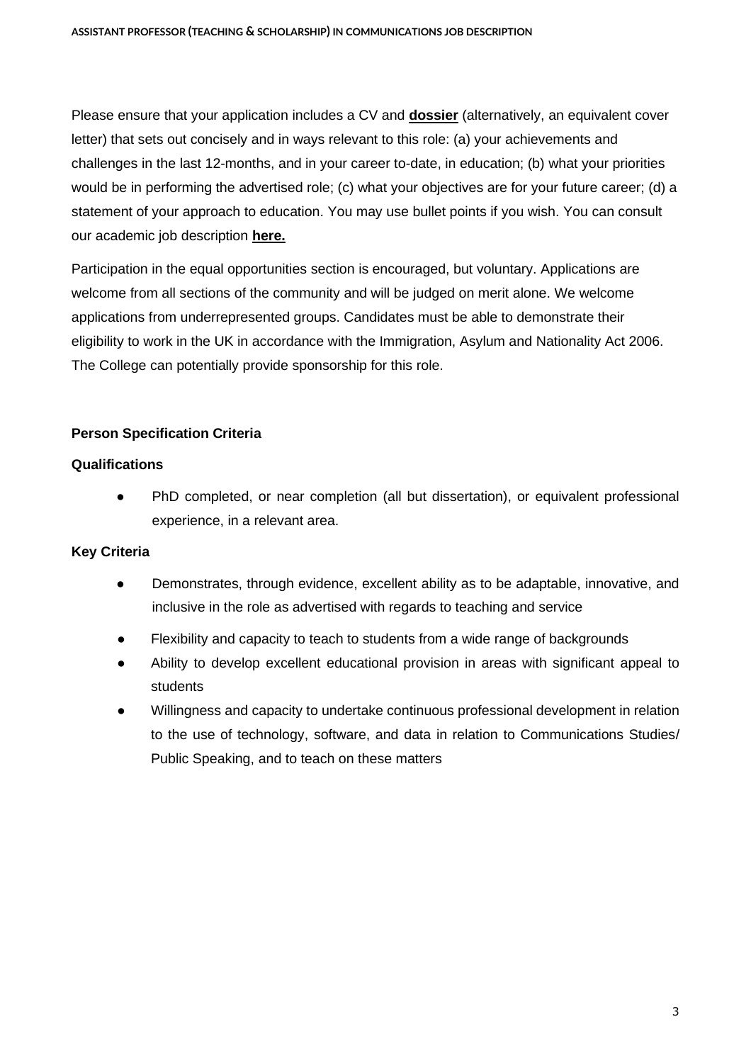Please ensure that your application includes a CV and **dossier** (alternatively, an equivalent cover letter) that sets out concisely and in ways relevant to this role: (a) your achievements and challenges in the last 12-months, and in your career to-date, in education; (b) what your priorities would be in performing the advertised role; (c) what your objectives are for your future career; (d) a statement of your approach to education. You may use bullet points if you wish. You can consult our academic job description **here.**

Participation in the equal opportunities section is encouraged, but voluntary. Applications are welcome from all sections of the community and will be judged on merit alone. We welcome applications from underrepresented groups. Candidates must be able to demonstrate their eligibility to work in the UK in accordance with the Immigration, Asylum and Nationality Act 2006. The College can potentially provide sponsorship for this role.

**Person Specification Criteria**

**Qualifications**

- PhD completed, or near completion (all but dissertation), or equivalent professional experience, in a relevant area.

**Key Criteria**

- Demonstrates, through evidence, excellent ability as to be adaptable, innovative, and inclusive in the role as advertised with regards to teaching and service
- Flexibility and capacity to teach to students from a wide range of backgrounds
- Ability to develop excellent educational provision in areas with significant appeal to students
- Willingness and capacity to undertake continuous professional development in relation to the use of technology, software, and data in relation to Communications Studies/ Public Speaking, and to teach on these matters